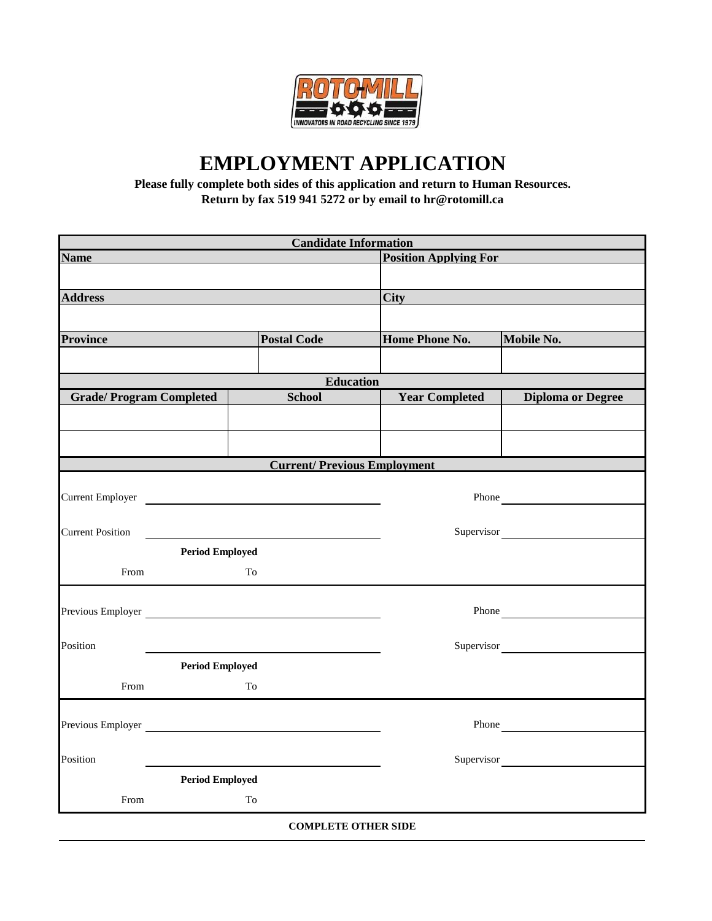# EMPLOYMENT APPLICATION

**Please fully complete both sides of this application and return to Human Resources.**
**Return by fax 519 941 5272 or by email to hr@rotomill.ca**

## Candidate Information

| Name | | Position Applying For | |
|---|---|---|---|
| | | | |
| **Address** | | **City** | |
| | | | |
| **Province** | **Postal Code** | **Home Phone No.** | **Mobile No.** |
| | | | |

## Education

| Grade/ Program Completed | School | Year Completed | Diploma or Degree |
|---|---|---|---|
| | | | |
| | | | |

## Current/ Previous Employment

Current Employer ______________________________ Phone ______________________

Current Position ______________________________ Supervisor ______________________

**Period Employed**

From To

Previous Employer ______________________________ Phone ______________________

Position ______________________________ Supervisor ______________________

**Period Employed**

From To

Previous Employer ______________________________ Phone ______________________

Position ______________________________ Supervisor ______________________

**Period Employed**

From To

**COMPLETE OTHER SIDE**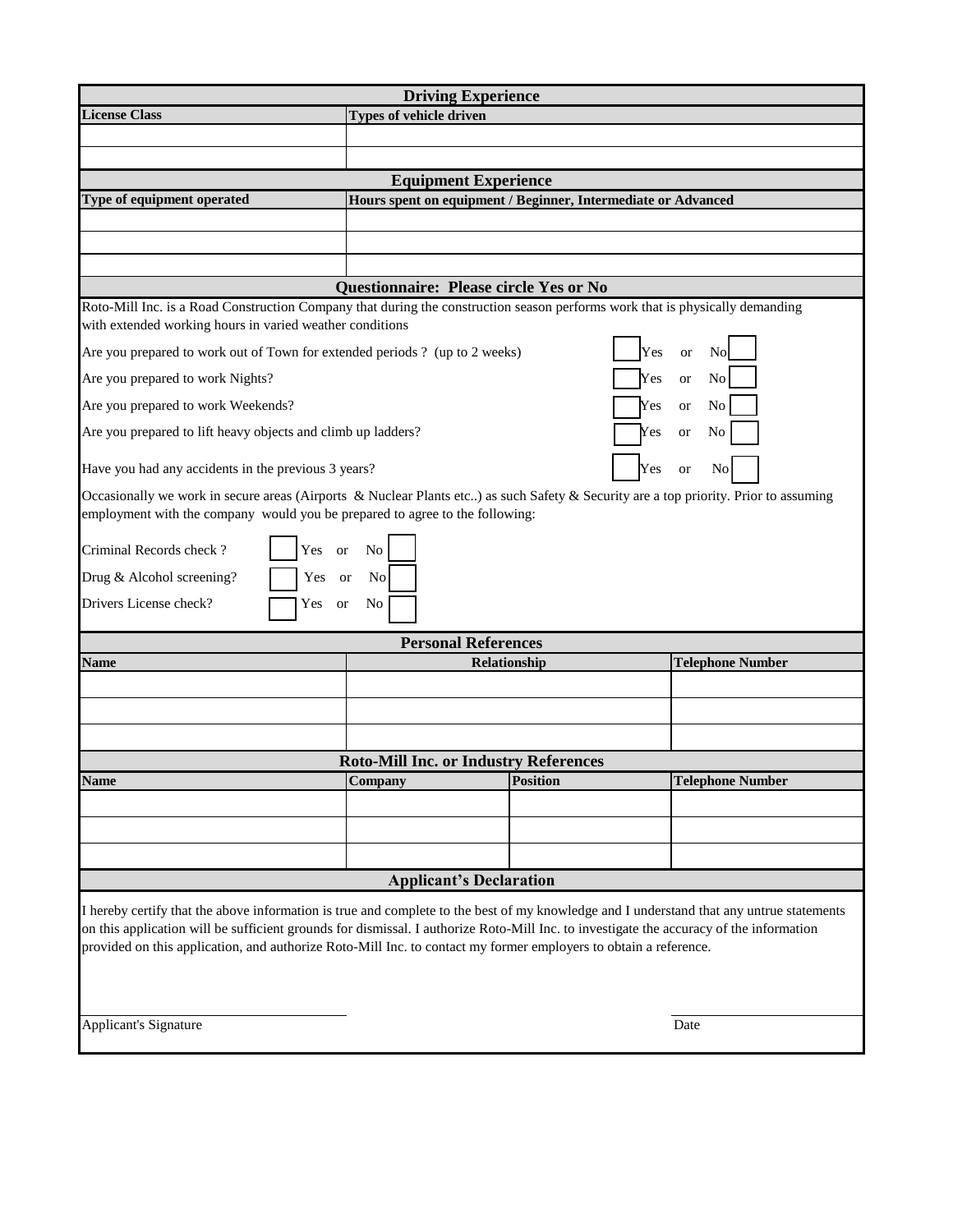## Driving Experience

| License Class | Types of vehicle driven |
|---|---|
| | |
| | |

## Equipment Experience

| Type of equipment operated | Hours spent on equipment / Beginner, Intermediate or Advanced |
|---|---|
| | |
| | |
| | |

## Questionnaire: Please circle Yes or No

Roto-Mill Inc. is a Road Construction Company that during the construction season performs work that is physically demanding with extended working hours in varied weather conditions

Are you prepared to work out of Town for extended periods ? (up to 2 weeks) ☐ Yes or No ☐

Are you prepared to work Nights? ☐ Yes or No ☐

Are you prepared to work Weekends? ☐ Yes or No ☐

Are you prepared to lift heavy objects and climb up ladders? ☐ Yes or No ☐

Have you had any accidents in the previous 3 years? ☐ Yes or No ☐

Occasionally we work in secure areas (Airports & Nuclear Plants etc..) as such Safety & Security are a top priority. Prior to assuming employment with the company would you be prepared to agree to the following:

Criminal Records check ? ☐ Yes or No ☐

Drug & Alcohol screening? ☐ Yes or No ☐

Drivers License check? ☐ Yes or No ☐

## Personal References

| Name | Relationship | Telephone Number |
|---|---|---|
| | | |
| | | |
| | | |

## Roto-Mill Inc. or Industry References

| Name | Company | Position | Telephone Number |
|---|---|---|---|
| | | | |
| | | | |
| | | | |

## Applicant's Declaration

I hereby certify that the above information is true and complete to the best of my knowledge and I understand that any untrue statements on this application will be sufficient grounds for dismissal. I authorize Roto-Mill Inc. to investigate the accuracy of the information provided on this application, and authorize Roto-Mill Inc. to contact my former employers to obtain a reference.

Applicant's Signature ______________________ Date ______________________